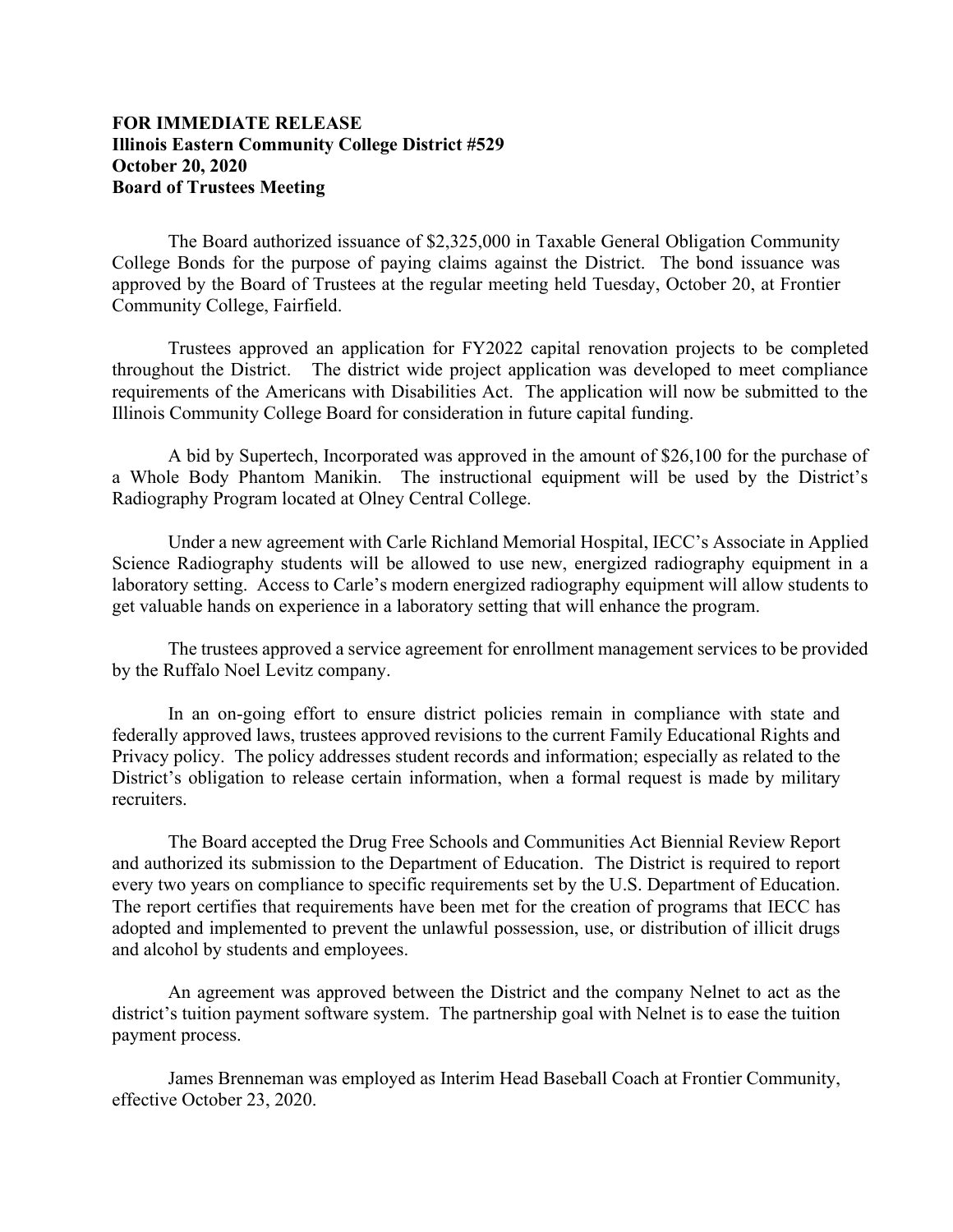**FOR IMMEDIATE RELEASE**
**Illinois Eastern Community College District #529**
**October 20, 2020**
**Board of Trustees Meeting**

The Board authorized issuance of $2,325,000 in Taxable General Obligation Community College Bonds for the purpose of paying claims against the District. The bond issuance was approved by the Board of Trustees at the regular meeting held Tuesday, October 20, at Frontier Community College, Fairfield.

Trustees approved an application for FY2022 capital renovation projects to be completed throughout the District. The district wide project application was developed to meet compliance requirements of the Americans with Disabilities Act. The application will now be submitted to the Illinois Community College Board for consideration in future capital funding.

A bid by Supertech, Incorporated was approved in the amount of $26,100 for the purchase of a Whole Body Phantom Manikin. The instructional equipment will be used by the District's Radiography Program located at Olney Central College.

Under a new agreement with Carle Richland Memorial Hospital, IECC's Associate in Applied Science Radiography students will be allowed to use new, energized radiography equipment in a laboratory setting. Access to Carle's modern energized radiography equipment will allow students to get valuable hands on experience in a laboratory setting that will enhance the program.

The trustees approved a service agreement for enrollment management services to be provided by the Ruffalo Noel Levitz company.

In an on-going effort to ensure district policies remain in compliance with state and federally approved laws, trustees approved revisions to the current Family Educational Rights and Privacy policy. The policy addresses student records and information; especially as related to the District's obligation to release certain information, when a formal request is made by military recruiters.

The Board accepted the Drug Free Schools and Communities Act Biennial Review Report and authorized its submission to the Department of Education. The District is required to report every two years on compliance to specific requirements set by the U.S. Department of Education. The report certifies that requirements have been met for the creation of programs that IECC has adopted and implemented to prevent the unlawful possession, use, or distribution of illicit drugs and alcohol by students and employees.

An agreement was approved between the District and the company Nelnet to act as the district's tuition payment software system. The partnership goal with Nelnet is to ease the tuition payment process.

James Brenneman was employed as Interim Head Baseball Coach at Frontier Community, effective October 23, 2020.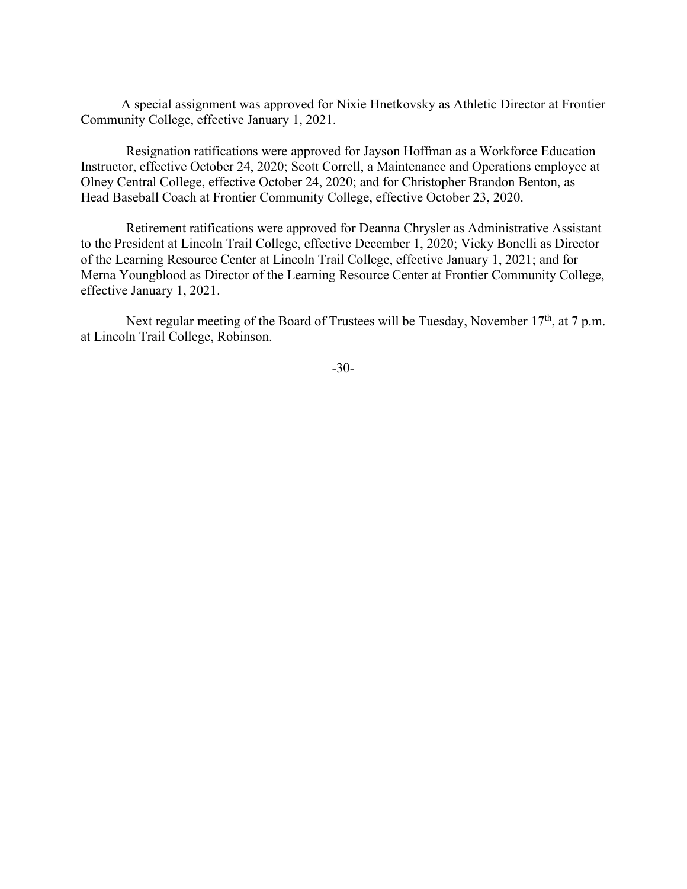A special assignment was approved for Nixie Hnetkovsky as Athletic Director at Frontier Community College, effective January 1, 2021.

Resignation ratifications were approved for Jayson Hoffman as a Workforce Education Instructor, effective October 24, 2020; Scott Correll, a Maintenance and Operations employee at Olney Central College, effective October 24, 2020; and for Christopher Brandon Benton, as Head Baseball Coach at Frontier Community College, effective October 23, 2020.

Retirement ratifications were approved for Deanna Chrysler as Administrative Assistant to the President at Lincoln Trail College, effective December 1, 2020; Vicky Bonelli as Director of the Learning Resource Center at Lincoln Trail College, effective January 1, 2021; and for Merna Youngblood as Director of the Learning Resource Center at Frontier Community College, effective January 1, 2021.

Next regular meeting of the Board of Trustees will be Tuesday, November 17th, at 7 p.m. at Lincoln Trail College, Robinson.

-30-